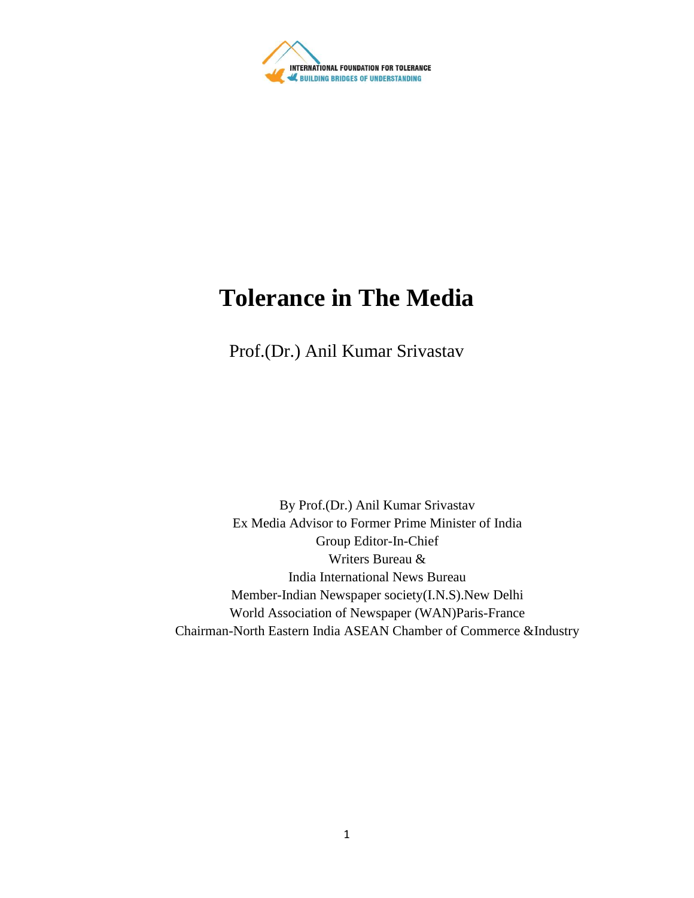INTERNATIONAL FOUNDATION FOR TOLERANCE
BUILDING BRIDGES OF UNDERSTANDING

# Tolerance in The Media

Prof.(Dr.) Anil Kumar Srivastav

By Prof.(Dr.) Anil Kumar Srivastav
Ex Media Advisor to Former Prime Minister of India
Group Editor-In-Chief
Writers Bureau &
India International News Bureau
Member-Indian Newspaper society(I.N.S).New Delhi
World Association of Newspaper (WAN)Paris-France
Chairman-North Eastern India ASEAN Chamber of Commerce &Industry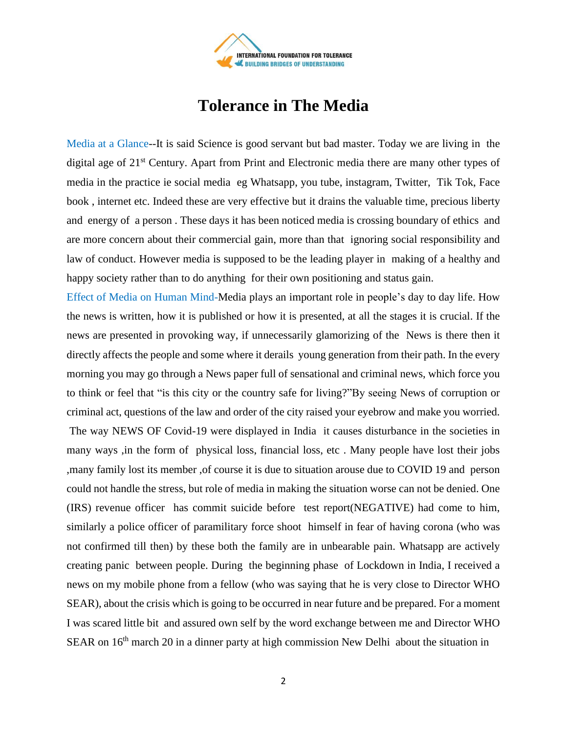# Tolerance in The Media

Media at a Glance--It is said Science is good servant but bad master. Today we are living in the digital age of 21st Century. Apart from Print and Electronic media there are many other types of media in the practice ie social media eg Whatsapp, you tube, instagram, Twitter, Tik Tok, Face book , internet etc. Indeed these are very effective but it drains the valuable time, precious liberty and energy of a person . These days it has been noticed media is crossing boundary of ethics and are more concern about their commercial gain, more than that ignoring social responsibility and law of conduct. However media is supposed to be the leading player in making of a healthy and happy society rather than to do anything for their own positioning and status gain.

Effect of Media on Human Mind-Media plays an important role in people's day to day life. How the news is written, how it is published or how it is presented, at all the stages it is crucial. If the news are presented in provoking way, if unnecessarily glamorizing of the News is there then it directly affects the people and some where it derails young generation from their path. In the every morning you may go through a News paper full of sensational and criminal news, which force you to think or feel that "is this city or the country safe for living?"By seeing News of corruption or criminal act, questions of the law and order of the city raised your eyebrow and make you worried. The way NEWS OF Covid-19 were displayed in India it causes disturbance in the societies in many ways ,in the form of physical loss, financial loss, etc . Many people have lost their jobs ,many family lost its member ,of course it is due to situation arouse due to COVID 19 and person could not handle the stress, but role of media in making the situation worse can not be denied. One (IRS) revenue officer has commit suicide before test report(NEGATIVE) had come to him, similarly a police officer of paramilitary force shoot himself in fear of having corona (who was not confirmed till then) by these both the family are in unbearable pain. Whatsapp are actively creating panic between people. During the beginning phase of Lockdown in India, I received a news on my mobile phone from a fellow (who was saying that he is very close to Director WHO SEAR), about the crisis which is going to be occurred in near future and be prepared. For a moment I was scared little bit and assured own self by the word exchange between me and Director WHO SEAR on 16th march 20 in a dinner party at high commission New Delhi about the situation in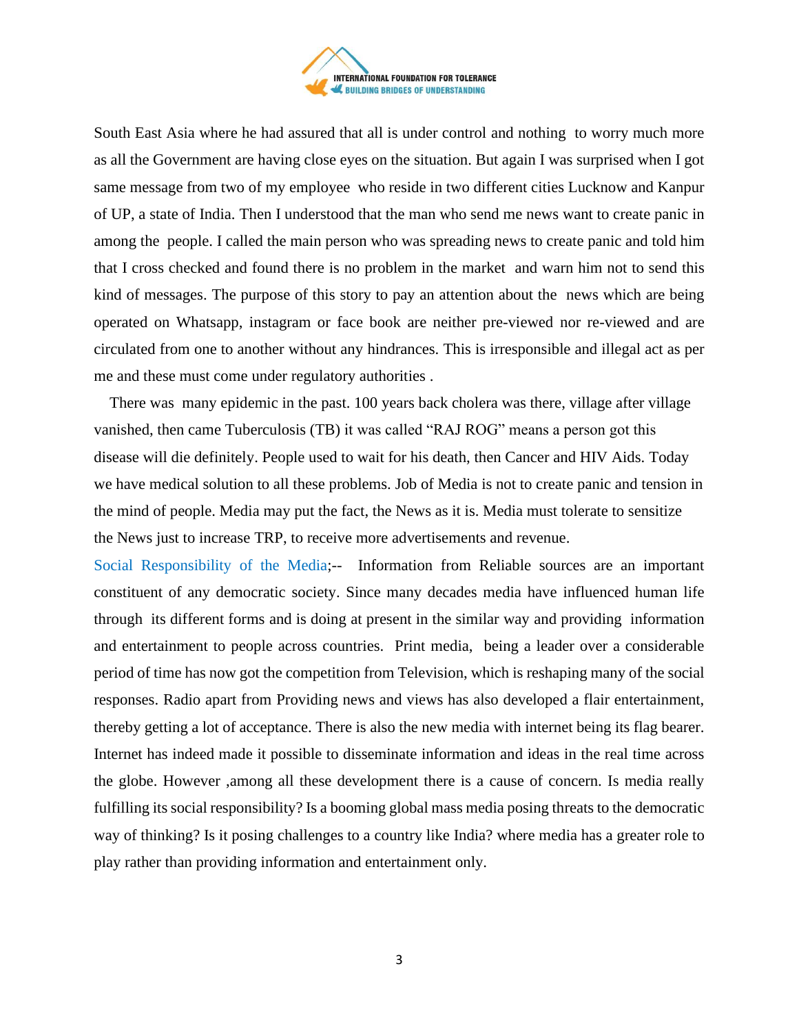South East Asia where he had assured that all is under control and nothing to worry much more as all the Government are having close eyes on the situation. But again I was surprised when I got same message from two of my employee who reside in two different cities Lucknow and Kanpur of UP, a state of India. Then I understood that the man who send me news want to create panic in among the people. I called the main person who was spreading news to create panic and told him that I cross checked and found there is no problem in the market and warn him not to send this kind of messages. The purpose of this story to pay an attention about the news which are being operated on Whatsapp, instagram or face book are neither pre-viewed nor re-viewed and are circulated from one to another without any hindrances. This is irresponsible and illegal act as per me and these must come under regulatory authorities .

There was many epidemic in the past. 100 years back cholera was there, village after village vanished, then came Tuberculosis (TB) it was called "RAJ ROG" means a person got this disease will die definitely. People used to wait for his death, then Cancer and HIV Aids. Today we have medical solution to all these problems. Job of Media is not to create panic and tension in the mind of people. Media may put the fact, the News as it is. Media must tolerate to sensitize the News just to increase TRP, to receive more advertisements and revenue.

Social Responsibility of the Media;-- Information from Reliable sources are an important constituent of any democratic society. Since many decades media have influenced human life through its different forms and is doing at present in the similar way and providing information and entertainment to people across countries. Print media, being a leader over a considerable period of time has now got the competition from Television, which is reshaping many of the social responses. Radio apart from Providing news and views has also developed a flair entertainment, thereby getting a lot of acceptance. There is also the new media with internet being its flag bearer. Internet has indeed made it possible to disseminate information and ideas in the real time across the globe. However ,among all these development there is a cause of concern. Is media really fulfilling its social responsibility? Is a booming global mass media posing threats to the democratic way of thinking? Is it posing challenges to a country like India? where media has a greater role to play rather than providing information and entertainment only.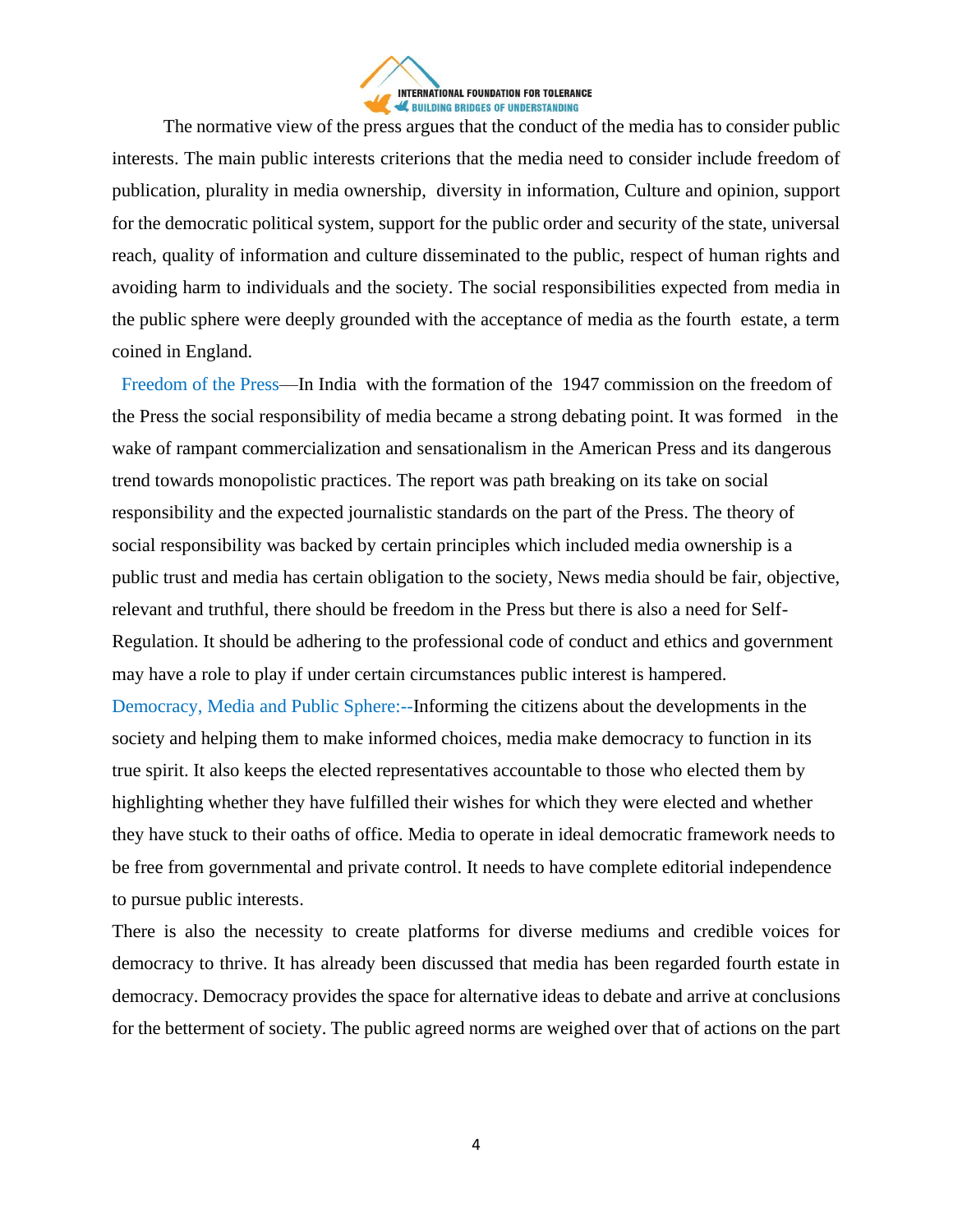The normative view of the press argues that the conduct of the media has to consider public interests. The main public interests criterions that the media need to consider include freedom of publication, plurality in media ownership, diversity in information, Culture and opinion, support for the democratic political system, support for the public order and security of the state, universal reach, quality of information and culture disseminated to the public, respect of human rights and avoiding harm to individuals and the society. The social responsibilities expected from media in the public sphere were deeply grounded with the acceptance of media as the fourth estate, a term coined in England.

Freedom of the Press—In India with the formation of the 1947 commission on the freedom of the Press the social responsibility of media became a strong debating point. It was formed in the wake of rampant commercialization and sensationalism in the American Press and its dangerous trend towards monopolistic practices. The report was path breaking on its take on social responsibility and the expected journalistic standards on the part of the Press. The theory of social responsibility was backed by certain principles which included media ownership is a public trust and media has certain obligation to the society, News media should be fair, objective, relevant and truthful, there should be freedom in the Press but there is also a need for Self-Regulation. It should be adhering to the professional code of conduct and ethics and government may have a role to play if under certain circumstances public interest is hampered.

Democracy, Media and Public Sphere:--Informing the citizens about the developments in the society and helping them to make informed choices, media make democracy to function in its true spirit. It also keeps the elected representatives accountable to those who elected them by highlighting whether they have fulfilled their wishes for which they were elected and whether they have stuck to their oaths of office. Media to operate in ideal democratic framework needs to be free from governmental and private control. It needs to have complete editorial independence to pursue public interests.

There is also the necessity to create platforms for diverse mediums and credible voices for democracy to thrive. It has already been discussed that media has been regarded fourth estate in democracy. Democracy provides the space for alternative ideas to debate and arrive at conclusions for the betterment of society. The public agreed norms are weighed over that of actions on the part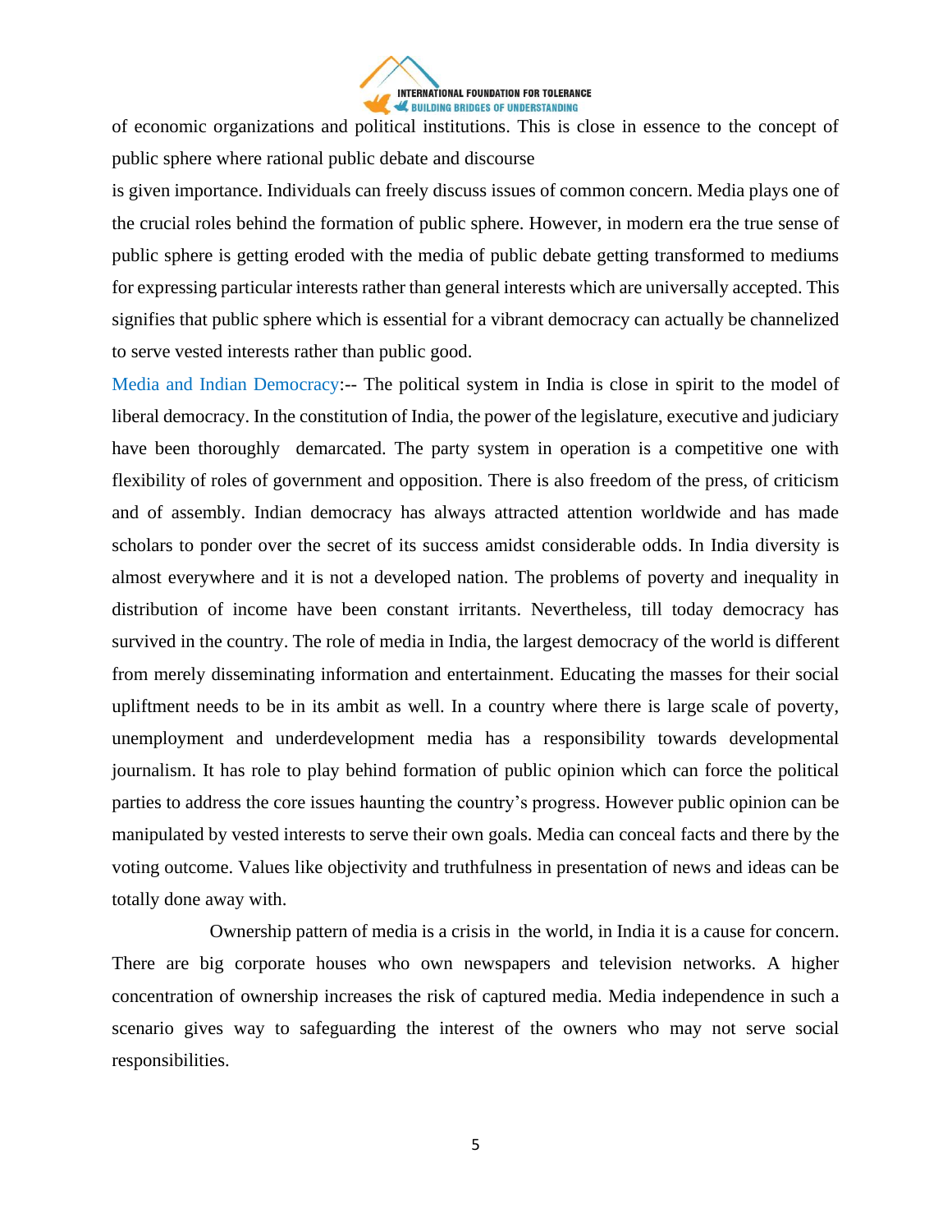of economic organizations and political institutions. This is close in essence to the concept of public sphere where rational public debate and discourse is given importance. Individuals can freely discuss issues of common concern. Media plays one of the crucial roles behind the formation of public sphere. However, in modern era the true sense of public sphere is getting eroded with the media of public debate getting transformed to mediums for expressing particular interests rather than general interests which are universally accepted. This signifies that public sphere which is essential for a vibrant democracy can actually be channelized to serve vested interests rather than public good.

Media and Indian Democracy:-- The political system in India is close in spirit to the model of liberal democracy. In the constitution of India, the power of the legislature, executive and judiciary have been thoroughly demarcated. The party system in operation is a competitive one with flexibility of roles of government and opposition. There is also freedom of the press, of criticism and of assembly. Indian democracy has always attracted attention worldwide and has made scholars to ponder over the secret of its success amidst considerable odds. In India diversity is almost everywhere and it is not a developed nation. The problems of poverty and inequality in distribution of income have been constant irritants. Nevertheless, till today democracy has survived in the country. The role of media in India, the largest democracy of the world is different from merely disseminating information and entertainment. Educating the masses for their social upliftment needs to be in its ambit as well. In a country where there is large scale of poverty, unemployment and underdevelopment media has a responsibility towards developmental journalism. It has role to play behind formation of public opinion which can force the political parties to address the core issues haunting the country's progress. However public opinion can be manipulated by vested interests to serve their own goals. Media can conceal facts and there by the voting outcome. Values like objectivity and truthfulness in presentation of news and ideas can be totally done away with.

Ownership pattern of media is a crisis in the world, in India it is a cause for concern. There are big corporate houses who own newspapers and television networks. A higher concentration of ownership increases the risk of captured media. Media independence in such a scenario gives way to safeguarding the interest of the owners who may not serve social responsibilities.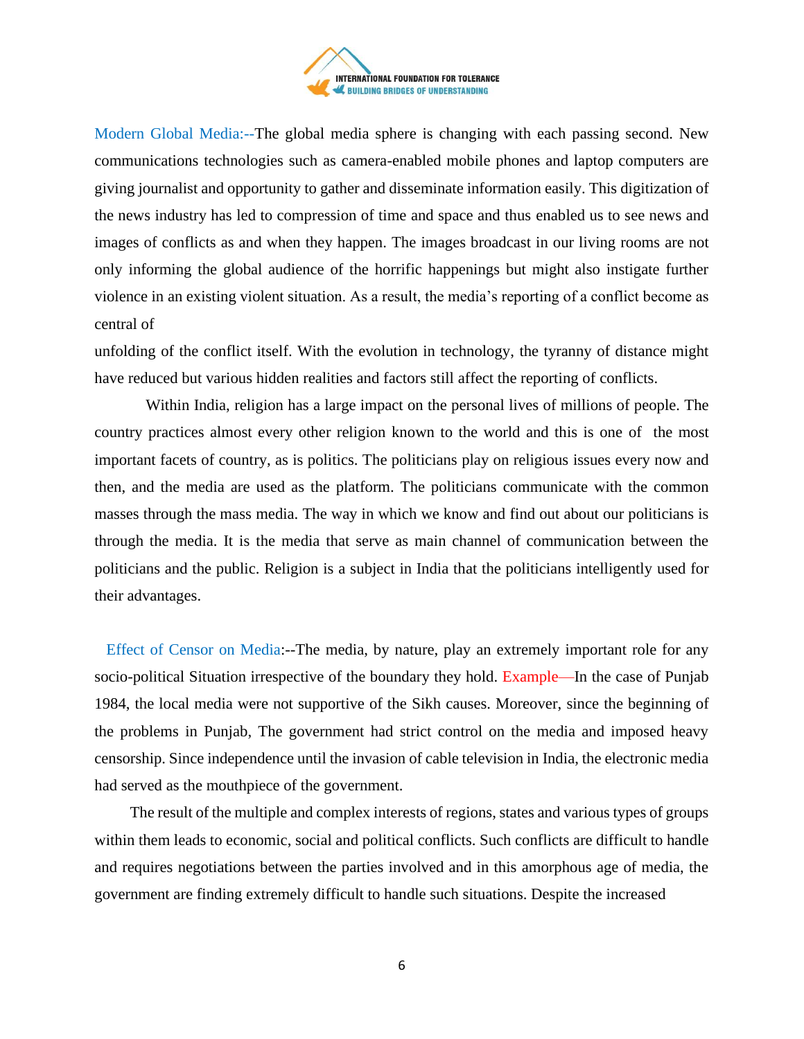Modern Global Media:--The global media sphere is changing with each passing second. New communications technologies such as camera-enabled mobile phones and laptop computers are giving journalist and opportunity to gather and disseminate information easily. This digitization of the news industry has led to compression of time and space and thus enabled us to see news and images of conflicts as and when they happen. The images broadcast in our living rooms are not only informing the global audience of the horrific happenings but might also instigate further violence in an existing violent situation. As a result, the media's reporting of a conflict become as central of

unfolding of the conflict itself. With the evolution in technology, the tyranny of distance might have reduced but various hidden realities and factors still affect the reporting of conflicts.

Within India, religion has a large impact on the personal lives of millions of people. The country practices almost every other religion known to the world and this is one of the most important facets of country, as is politics. The politicians play on religious issues every now and then, and the media are used as the platform. The politicians communicate with the common masses through the mass media. The way in which we know and find out about our politicians is through the media. It is the media that serve as main channel of communication between the politicians and the public. Religion is a subject in India that the politicians intelligently used for their advantages.

Effect of Censor on Media:--The media, by nature, play an extremely important role for any socio-political Situation irrespective of the boundary they hold. Example—In the case of Punjab 1984, the local media were not supportive of the Sikh causes. Moreover, since the beginning of the problems in Punjab, The government had strict control on the media and imposed heavy censorship. Since independence until the invasion of cable television in India, the electronic media had served as the mouthpiece of the government.

The result of the multiple and complex interests of regions, states and various types of groups within them leads to economic, social and political conflicts. Such conflicts are difficult to handle and requires negotiations between the parties involved and in this amorphous age of media, the government are finding extremely difficult to handle such situations. Despite the increased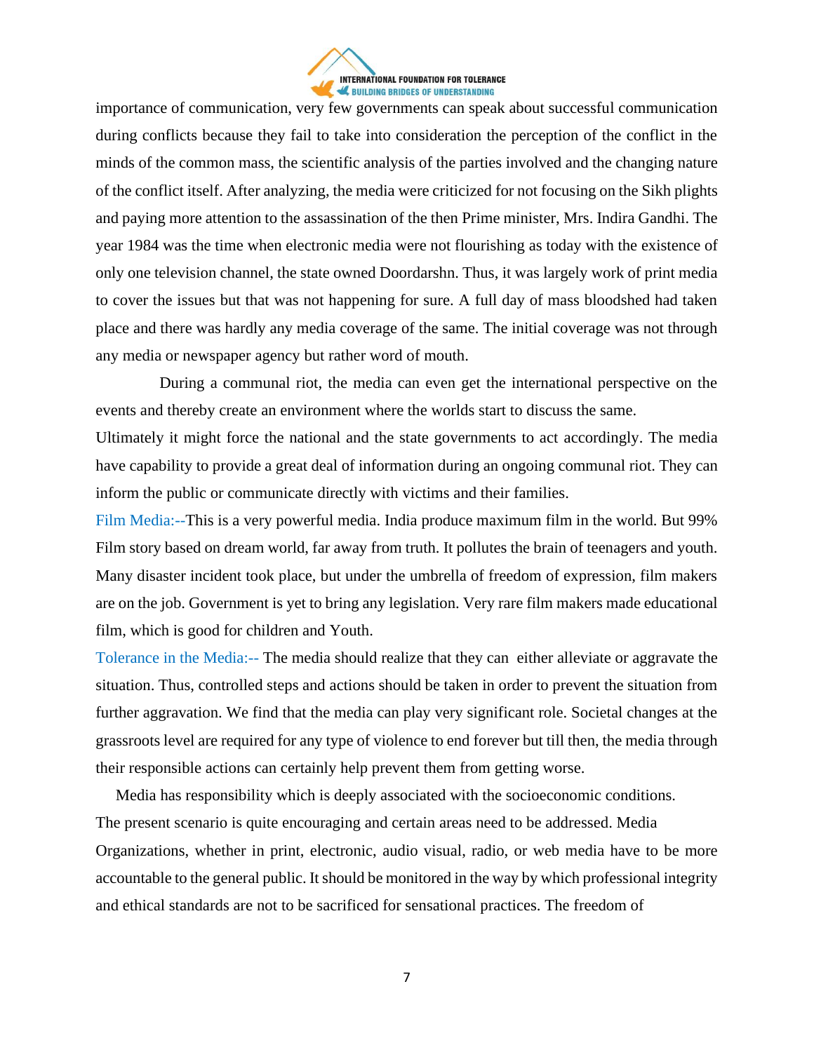importance of communication, very few governments can speak about successful communication during conflicts because they fail to take into consideration the perception of the conflict in the minds of the common mass, the scientific analysis of the parties involved and the changing nature of the conflict itself. After analyzing, the media were criticized for not focusing on the Sikh plights and paying more attention to the assassination of the then Prime minister, Mrs. Indira Gandhi. The year 1984 was the time when electronic media were not flourishing as today with the existence of only one television channel, the state owned Doordarshn. Thus, it was largely work of print media to cover the issues but that was not happening for sure. A full day of mass bloodshed had taken place and there was hardly any media coverage of the same. The initial coverage was not through any media or newspaper agency but rather word of mouth.

During a communal riot, the media can even get the international perspective on the events and thereby create an environment where the worlds start to discuss the same. Ultimately it might force the national and the state governments to act accordingly. The media have capability to provide a great deal of information during an ongoing communal riot. They can inform the public or communicate directly with victims and their families.

**Film Media:--**This is a very powerful media. India produce maximum film in the world. But 99% Film story based on dream world, far away from truth. It pollutes the brain of teenagers and youth. Many disaster incident took place, but under the umbrella of freedom of expression, film makers are on the job. Government is yet to bring any legislation. Very rare film makers made educational film, which is good for children and Youth.

**Tolerance in the Media:--** The media should realize that they can either alleviate or aggravate the situation. Thus, controlled steps and actions should be taken in order to prevent the situation from further aggravation. We find that the media can play very significant role. Societal changes at the grassroots level are required for any type of violence to end forever but till then, the media through their responsible actions can certainly help prevent them from getting worse.

Media has responsibility which is deeply associated with the socioeconomic conditions. The present scenario is quite encouraging and certain areas need to be addressed. Media Organizations, whether in print, electronic, audio visual, radio, or web media have to be more accountable to the general public. It should be monitored in the way by which professional integrity and ethical standards are not to be sacrificed for sensational practices. The freedom of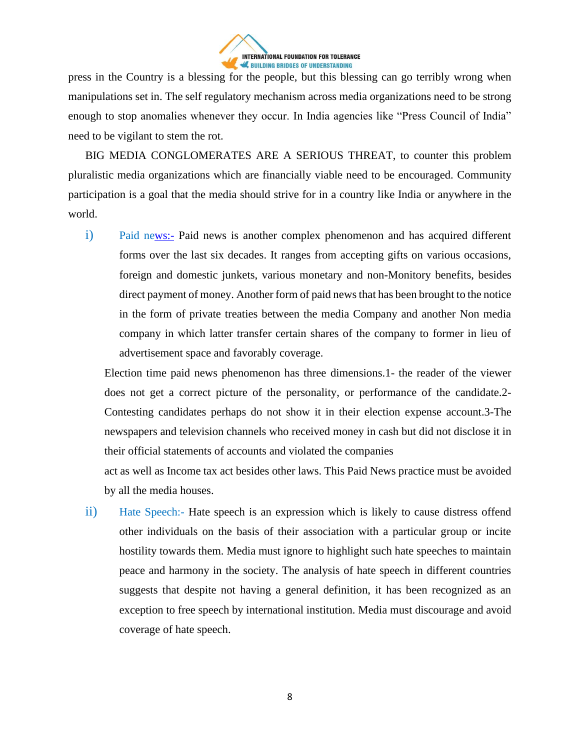press in the Country is a blessing for the people, but this blessing can go terribly wrong when manipulations set in. The self regulatory mechanism across media organizations need to be strong enough to stop anomalies whenever they occur. In India agencies like "Press Council of India" need to be vigilant to stem the rot.

BIG MEDIA CONGLOMERATES ARE A SERIOUS THREAT, to counter this problem pluralistic media organizations which are financially viable need to be encouraged. Community participation is a goal that the media should strive for in a country like India or anywhere in the world.

i) Paid news:- Paid news is another complex phenomenon and has acquired different forms over the last six decades. It ranges from accepting gifts on various occasions, foreign and domestic junkets, various monetary and non-Monitory benefits, besides direct payment of money. Another form of paid news that has been brought to the notice in the form of private treaties between the media Company and another Non media company in which latter transfer certain shares of the company to former in lieu of advertisement space and favorably coverage.

Election time paid news phenomenon has three dimensions.1- the reader of the viewer does not get a correct picture of the personality, or performance of the candidate.2- Contesting candidates perhaps do not show it in their election expense account.3-The newspapers and television channels who received money in cash but did not disclose it in their official statements of accounts and violated the companies act as well as Income tax act besides other laws. This Paid News practice must be avoided by all the media houses.

ii) Hate Speech:- Hate speech is an expression which is likely to cause distress offend other individuals on the basis of their association with a particular group or incite hostility towards them. Media must ignore to highlight such hate speeches to maintain peace and harmony in the society. The analysis of hate speech in different countries suggests that despite not having a general definition, it has been recognized as an exception to free speech by international institution. Media must discourage and avoid coverage of hate speech.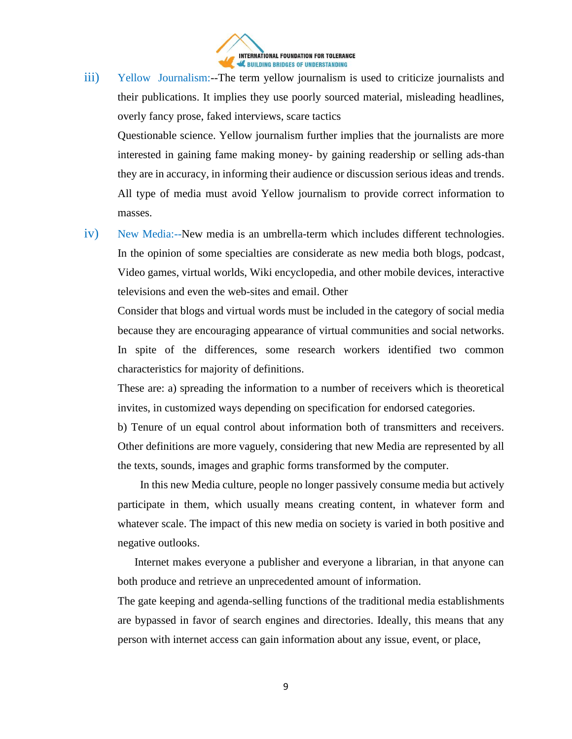iii) Yellow Journalism:--The term yellow journalism is used to criticize journalists and their publications. It implies they use poorly sourced material, misleading headlines, overly fancy prose, faked interviews, scare tactics

Questionable science. Yellow journalism further implies that the journalists are more interested in gaining fame making money- by gaining readership or selling ads-than they are in accuracy, in informing their audience or discussion serious ideas and trends. All type of media must avoid Yellow journalism to provide correct information to masses.

iv) New Media:--New media is an umbrella-term which includes different technologies. In the opinion of some specialties are considerate as new media both blogs, podcast, Video games, virtual worlds, Wiki encyclopedia, and other mobile devices, interactive televisions and even the web-sites and email. Other

Consider that blogs and virtual words must be included in the category of social media because they are encouraging appearance of virtual communities and social networks. In spite of the differences, some research workers identified two common characteristics for majority of definitions.

These are: a) spreading the information to a number of receivers which is theoretical invites, in customized ways depending on specification for endorsed categories.

b) Tenure of un equal control about information both of transmitters and receivers. Other definitions are more vaguely, considering that new Media are represented by all the texts, sounds, images and graphic forms transformed by the computer.

In this new Media culture, people no longer passively consume media but actively participate in them, which usually means creating content, in whatever form and whatever scale. The impact of this new media on society is varied in both positive and negative outlooks.

Internet makes everyone a publisher and everyone a librarian, in that anyone can both produce and retrieve an unprecedented amount of information.

The gate keeping and agenda-selling functions of the traditional media establishments are bypassed in favor of search engines and directories. Ideally, this means that any person with internet access can gain information about any issue, event, or place,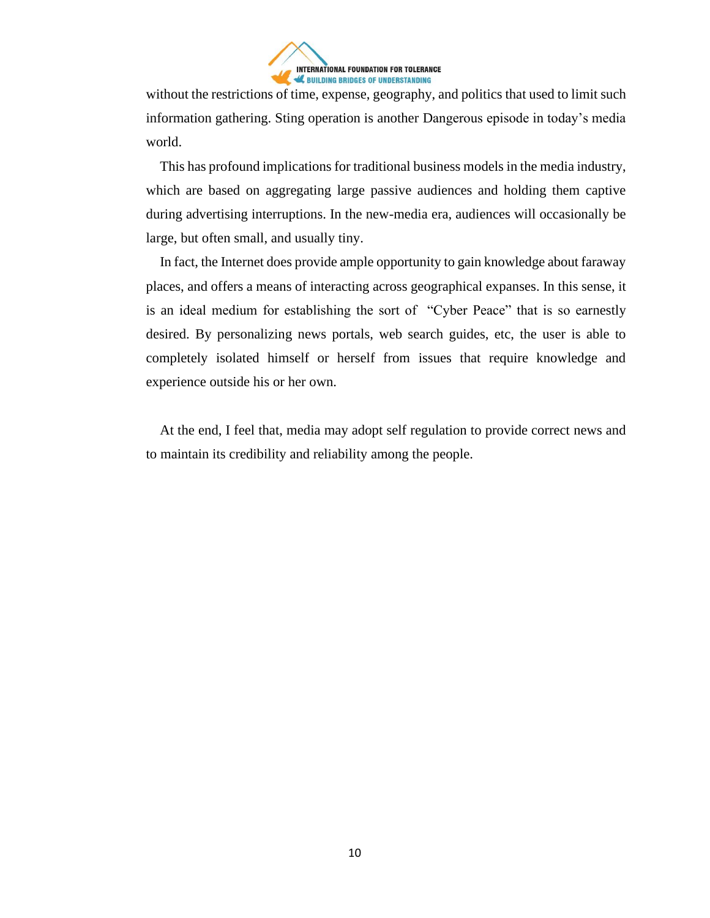without the restrictions of time, expense, geography, and politics that used to limit such information gathering. Sting operation is another Dangerous episode in today's media world.

This has profound implications for traditional business models in the media industry, which are based on aggregating large passive audiences and holding them captive during advertising interruptions. In the new-media era, audiences will occasionally be large, but often small, and usually tiny.

In fact, the Internet does provide ample opportunity to gain knowledge about faraway places, and offers a means of interacting across geographical expanses. In this sense, it is an ideal medium for establishing the sort of "Cyber Peace" that is so earnestly desired. By personalizing news portals, web search guides, etc, the user is able to completely isolated himself or herself from issues that require knowledge and experience outside his or her own.

At the end, I feel that, media may adopt self regulation to provide correct news and to maintain its credibility and reliability among the people.